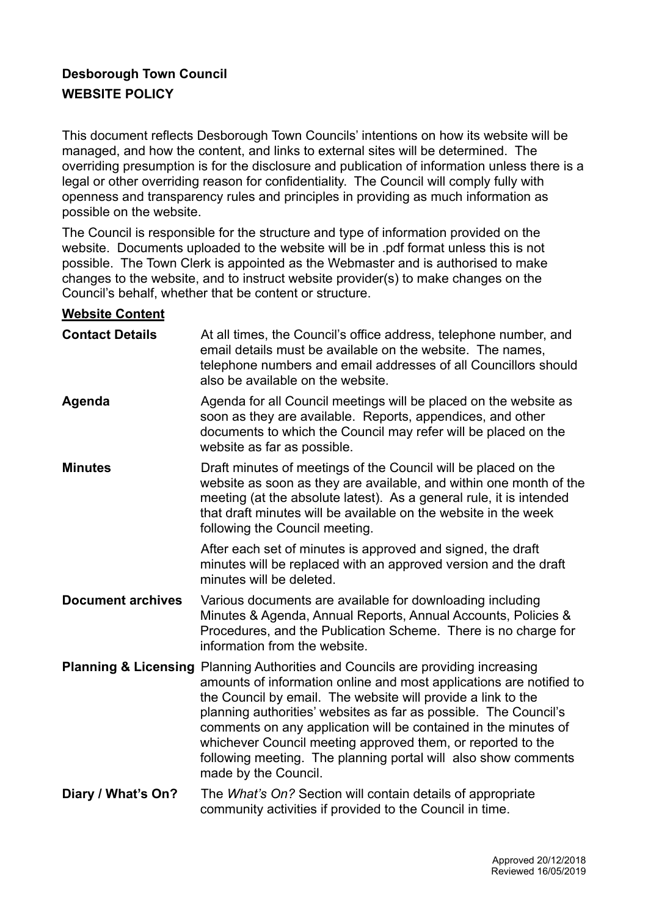**Desborough Town Council**
**WEBSITE POLICY**

This document reflects Desborough Town Councils' intentions on how its website will be managed, and how the content, and links to external sites will be determined. The overriding presumption is for the disclosure and publication of information unless there is a legal or other overriding reason for confidentiality. The Council will comply fully with openness and transparency rules and principles in providing as much information as possible on the website.

The Council is responsible for the structure and type of information provided on the website. Documents uploaded to the website will be in .pdf format unless this is not possible. The Town Clerk is appointed as the Webmaster and is authorised to make changes to the website, and to instruct website provider(s) to make changes on the Council's behalf, whether that be content or structure.

**Website Content**

**Contact Details** At all times, the Council's office address, telephone number, and email details must be available on the website. The names, telephone numbers and email addresses of all Councillors should also be available on the website.

**Agenda** Agenda for all Council meetings will be placed on the website as soon as they are available. Reports, appendices, and other documents to which the Council may refer will be placed on the website as far as possible.

**Minutes** Draft minutes of meetings of the Council will be placed on the website as soon as they are available, and within one month of the meeting (at the absolute latest). As a general rule, it is intended that draft minutes will be available on the website in the week following the Council meeting.

After each set of minutes is approved and signed, the draft minutes will be replaced with an approved version and the draft minutes will be deleted.

**Document archives** Various documents are available for downloading including Minutes & Agenda, Annual Reports, Annual Accounts, Policies & Procedures, and the Publication Scheme. There is no charge for information from the website.

**Planning & Licensing** Planning Authorities and Councils are providing increasing amounts of information online and most applications are notified to the Council by email. The website will provide a link to the planning authorities' websites as far as possible. The Council's comments on any application will be contained in the minutes of whichever Council meeting approved them, or reported to the following meeting. The planning portal will also show comments made by the Council.

**Diary / What's On?** The *What's On?* Section will contain details of appropriate community activities if provided to the Council in time.

Approved 20/12/2018
Reviewed 16/05/2019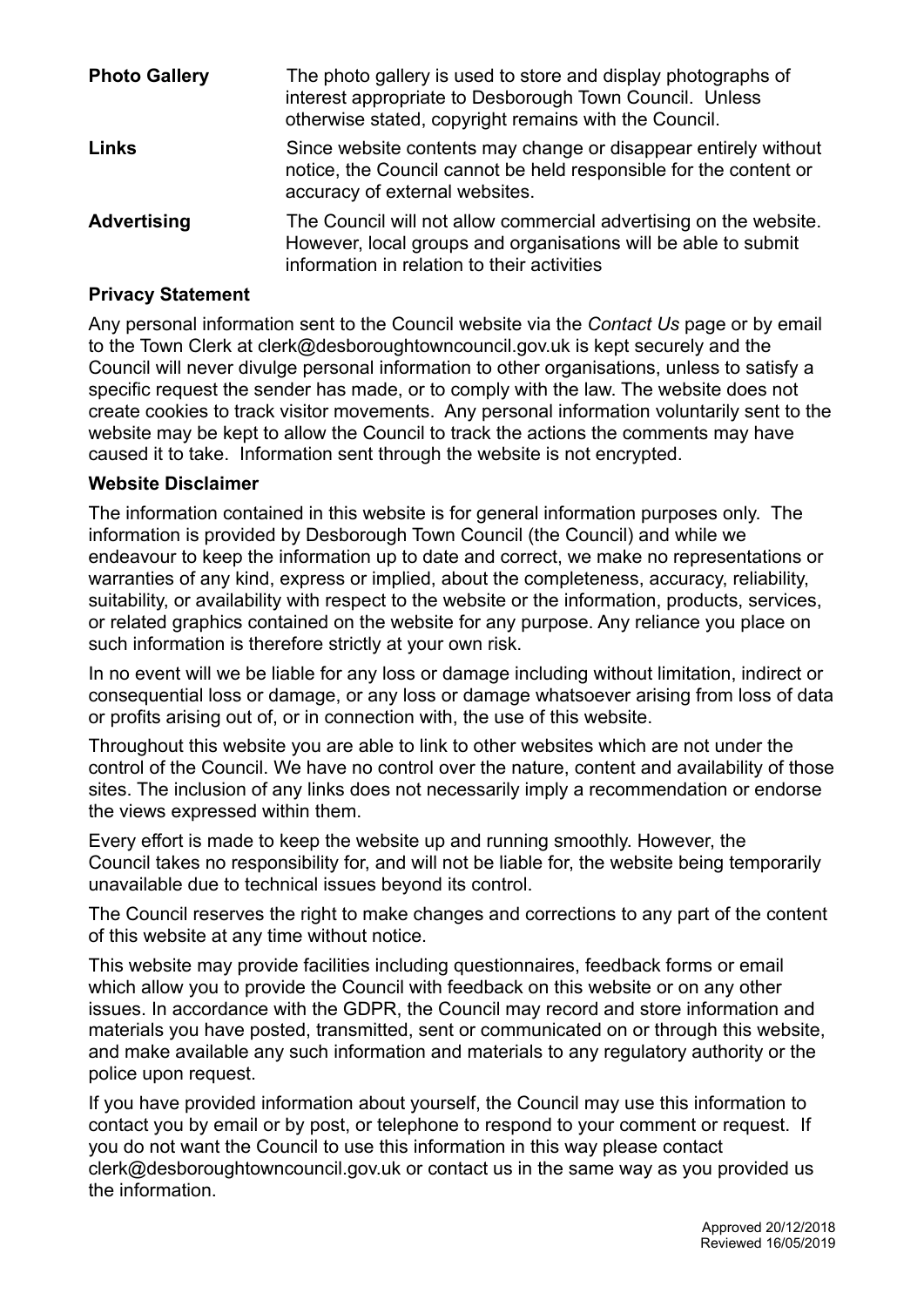| | |
|---|---|
| **Photo Gallery** | The photo gallery is used to store and display photographs of interest appropriate to Desborough Town Council. Unless otherwise stated, copyright remains with the Council. |
| **Links** | Since website contents may change or disappear entirely without notice, the Council cannot be held responsible for the content or accuracy of external websites. |
| **Advertising** | The Council will not allow commercial advertising on the website. However, local groups and organisations will be able to submit information in relation to their activities |

**Privacy Statement**

Any personal information sent to the Council website via the *Contact Us* page or by email to the Town Clerk at clerk@desboroughtowncouncil.gov.uk is kept securely and the Council will never divulge personal information to other organisations, unless to satisfy a specific request the sender has made, or to comply with the law. The website does not create cookies to track visitor movements. Any personal information voluntarily sent to the website may be kept to allow the Council to track the actions the comments may have caused it to take. Information sent through the website is not encrypted.

**Website Disclaimer**

The information contained in this website is for general information purposes only. The information is provided by Desborough Town Council (the Council) and while we endeavour to keep the information up to date and correct, we make no representations or warranties of any kind, express or implied, about the completeness, accuracy, reliability, suitability, or availability with respect to the website or the information, products, services, or related graphics contained on the website for any purpose. Any reliance you place on such information is therefore strictly at your own risk.

In no event will we be liable for any loss or damage including without limitation, indirect or consequential loss or damage, or any loss or damage whatsoever arising from loss of data or profits arising out of, or in connection with, the use of this website.

Throughout this website you are able to link to other websites which are not under the control of the Council. We have no control over the nature, content and availability of those sites. The inclusion of any links does not necessarily imply a recommendation or endorse the views expressed within them.

Every effort is made to keep the website up and running smoothly. However, the Council takes no responsibility for, and will not be liable for, the website being temporarily unavailable due to technical issues beyond its control.

The Council reserves the right to make changes and corrections to any part of the content of this website at any time without notice.

This website may provide facilities including questionnaires, feedback forms or email which allow you to provide the Council with feedback on this website or on any other issues. In accordance with the GDPR, the Council may record and store information and materials you have posted, transmitted, sent or communicated on or through this website, and make available any such information and materials to any regulatory authority or the police upon request.

If you have provided information about yourself, the Council may use this information to contact you by email or by post, or telephone to respond to your comment or request. If you do not want the Council to use this information in this way please contact clerk@desboroughtowncouncil.gov.uk or contact us in the same way as you provided us the information.

Approved 20/12/2018
Reviewed 16/05/2019